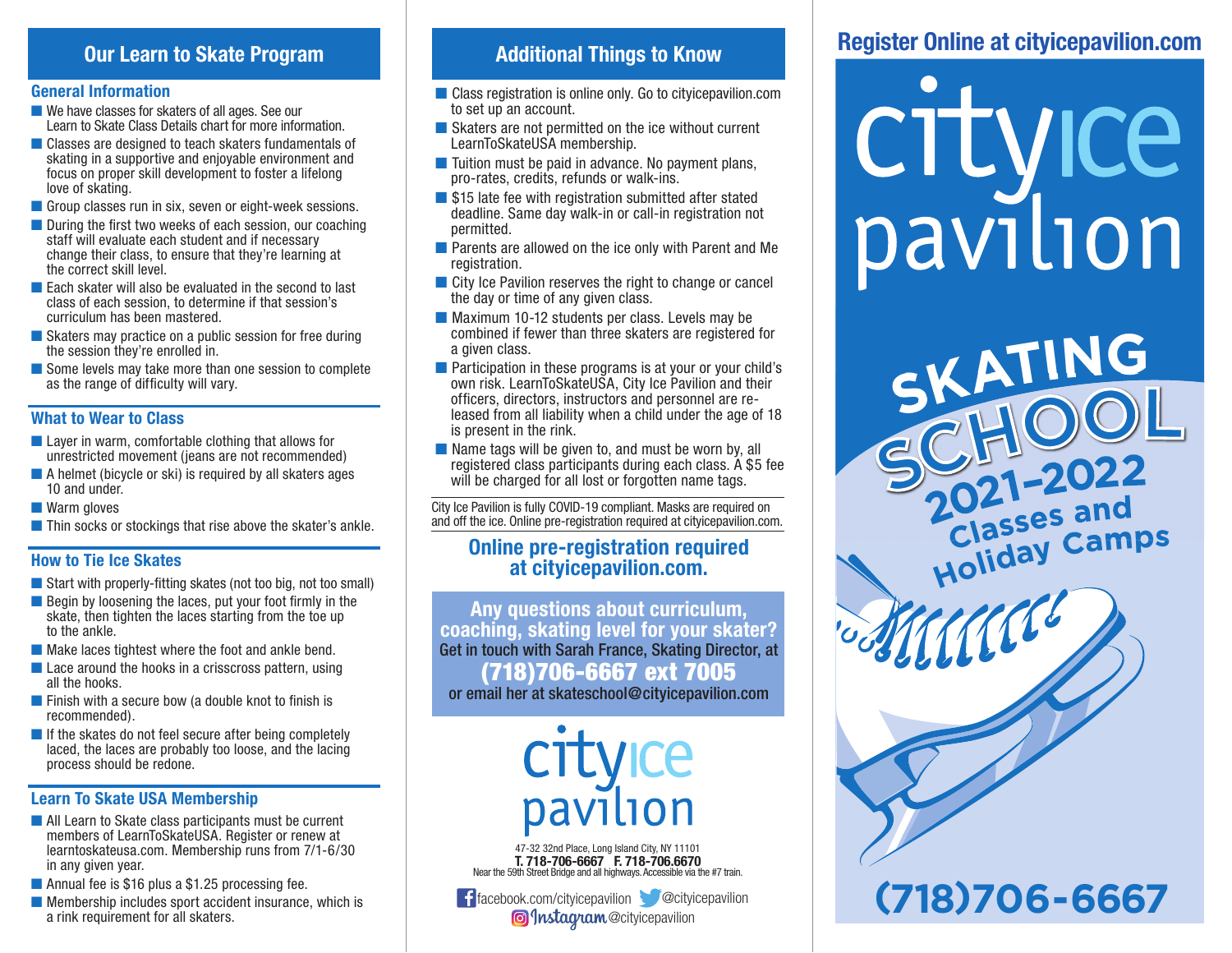## Our Learn to Skate Program

### General Information

- We have classes for skaters of all ages. See our Learn to Skate Class Details chart for more information.
- Classes are designed to teach skaters fundamentals of skating in a supportive and enjoyable environment and focus on proper skill development to foster a lifelong love of skating.
- Group classes run in six, seven or eight-week sessions.
- During the first two weeks of each session, our coaching staff will evaluate each student and if necessary change their class, to ensure that they're learning at the correct skill level.
- Each skater will also be evaluated in the second to last class of each session, to determine if that session's curriculum has been mastered.
- Skaters may practice on a public session for free during the session they're enrolled in.
- Some levels may take more than one session to complete as the range of difficulty will vary.

### What to Wear to Class

- Layer in warm, comfortable clothing that allows for unrestricted movement (jeans are not recommended)
- A helmet (bicycle or ski) is required by all skaters ages 10 and under.
- Warm gloves
- Thin socks or stockings that rise above the skater's ankle.

### How to Tie Ice Skates

- Start with properly-fitting skates (not too big, not too small)
- Begin by loosening the laces, put your foot firmly in the skate, then tighten the laces starting from the toe up to the ankle.
- Make laces tightest where the foot and ankle bend.
- Lace around the hooks in a crisscross pattern, using all the hooks.
- Finish with a secure bow (a double knot to finish is recommended).
- If the skates do not feel secure after being completely laced, the laces are probably too loose, and the lacing process should be redone.

### Learn To Skate USA Membership

- All Learn to Skate class participants must be current members of LearnToSkateUSA. Register or renew at learntoskateusa.com. Membership runs from 7/1-6/30 in any given year.
- Annual fee is $16 plus a $1.25 processing fee.
- Membership includes sport accident insurance, which is a rink requirement for all skaters.

## Additional Things to Know

- Class registration is online only. Go to cityicepavilion.com to set up an account.
- Skaters are not permitted on the ice without current LearnToSkateUSA membership.
- Tuition must be paid in advance. No payment plans, pro-rates, credits, refunds or walk-ins.
- $15 late fee with registration submitted after stated deadline. Same day walk-in or call-in registration not permitted.
- Parents are allowed on the ice only with Parent and Me registration.
- City Ice Pavilion reserves the right to change or cancel the day or time of any given class.
- Maximum 10-12 students per class. Levels may be combined if fewer than three skaters are registered for a given class.
- Participation in these programs is at your or your child's own risk. LearnToSkateUSA, City Ice Pavilion and their officers, directors, instructors and personnel are released from all liability when a child under the age of 18 is present in the rink.
- Name tags will be given to, and must be worn by, all registered class participants during each class. A $5 fee will be charged for all lost or forgotten name tags.

City Ice Pavilion is fully COVID-19 compliant. Masks are required on and off the ice. Online pre-registration required at cityicepavilion.com.

**Online pre-registration required at cityicepavilion.com.**

**Any questions about curriculum, coaching, skating level for your skater?**
Get in touch with Sarah France, Skating Director, at
**(718)706-6667 ext 7005**
or email her at skateschool@cityicepavilion.com

city ice pavilion

47-32 32nd Place, Long Island City, NY 11101
**T. 718-706-6667 F. 718-706.6670**
Near the 59th Street Bridge and all highways. Accessible via the #7 train.

facebook.com/cityicepavilion @cityicepavilion
Instagram @cityicepavilion

## Register Online at cityicepavilion.com

# city ice pavilion

# SKATING SCHOOL

## 2021-2022 Classes and Holiday Camps

**(718)706-6667**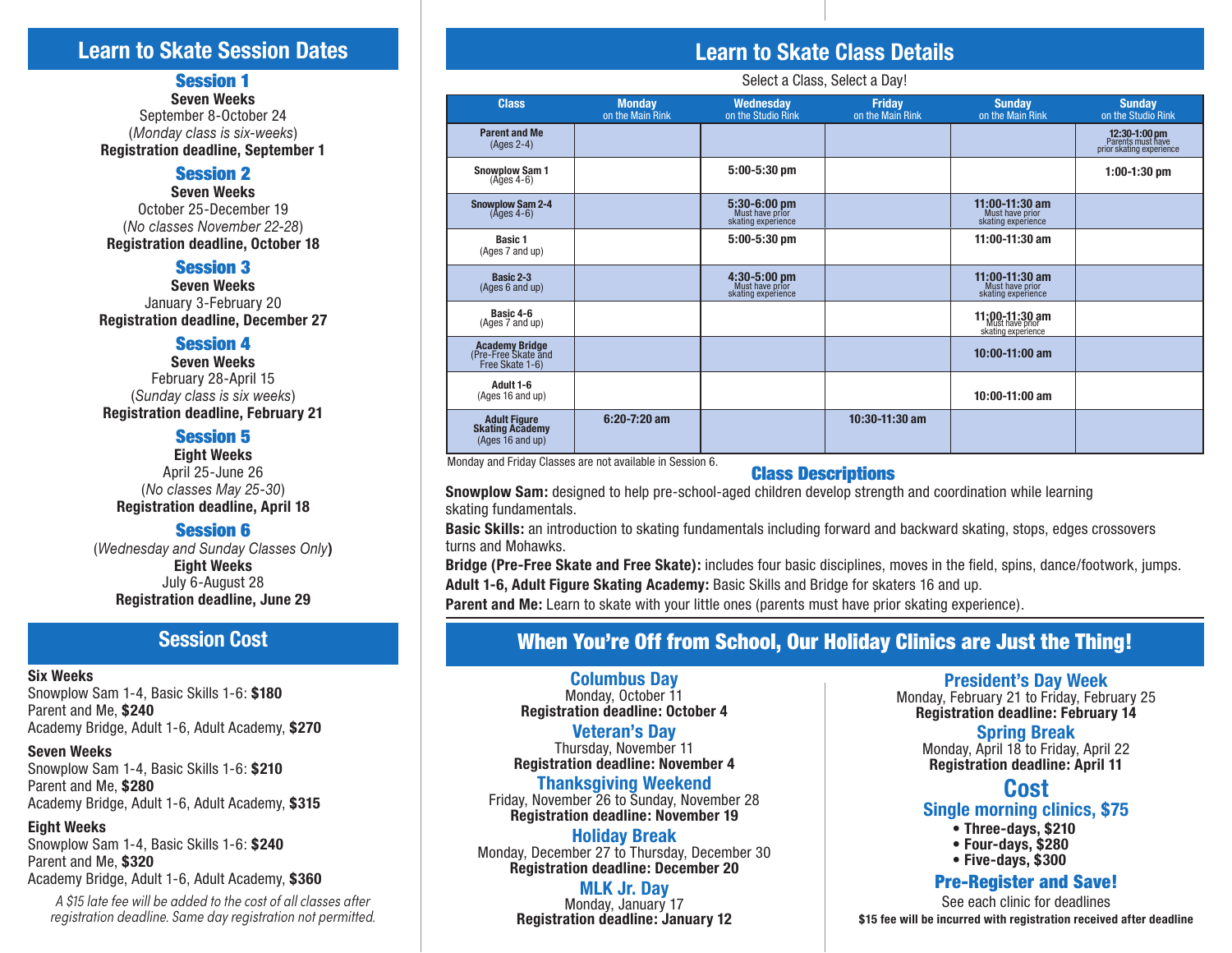## Learn to Skate Session Dates

### Session 1

**Seven Weeks**
September 8-October 24
(*Monday class is six-weeks*)
**Registration deadline, September 1**

### Session 2

**Seven Weeks**
October 25-December 19
(*No classes November 22-28*)
**Registration deadline, October 18**

### Session 3

**Seven Weeks**
January 3-February 20
**Registration deadline, December 27**

### Session 4

**Seven Weeks**
February 28-April 15
(*Sunday class is six weeks*)
**Registration deadline, February 21**

### Session 5

**Eight Weeks**
April 25-June 26
(*No classes May 25-30*)
**Registration deadline, April 18**

### Session 6

(*Wednesday and Sunday Classes Only*)
**Eight Weeks**
July 6-August 28
**Registration deadline, June 29**

## Session Cost

**Six Weeks**
Snowplow Sam 1-4, Basic Skills 1-6: **$180**
Parent and Me, **$240**
Academy Bridge, Adult 1-6, Adult Academy, **$270**

**Seven Weeks**
Snowplow Sam 1-4, Basic Skills 1-6: **$210**
Parent and Me, **$280**
Academy Bridge, Adult 1-6, Adult Academy, **$315**

**Eight Weeks**
Snowplow Sam 1-4, Basic Skills 1-6: **$240**
Parent and Me, **$320**
Academy Bridge, Adult 1-6, Adult Academy, **$360**

*A $15 late fee will be added to the cost of all classes after registration deadline. Same day registration not permitted.*

## Learn to Skate Class Details

Select a Class, Select a Day!

| Class | Monday on the Main Rink | Wednesday on the Studio Rink | Friday on the Main Rink | Sunday on the Main Rink | Sunday on the Studio Rink |
|---|---|---|---|---|---|
| **Parent and Me** (Ages 2-4) | | | | | **12:30-1:00 pm** Parents must have prior skating experience |
| **Snowplow Sam 1** (Ages 4-6) | | **5:00-5:30 pm** | | | **1:00-1:30 pm** |
| **Snowplow Sam 2-4** (Ages 4-6) | | **5:30-6:00 pm** Must have prior skating experience | | **11:00-11:30 am** Must have prior skating experience | |
| **Basic 1** (Ages 7 and up) | | **5:00-5:30 pm** | | **11:00-11:30 am** | |
| **Basic 2-3** (Ages 6 and up) | | **4:30-5:00 pm** Must have prior skating experience | | **11:00-11:30 am** Must have prior skating experience | |
| **Basic 4-6** (Ages 7 and up) | | | | **11:00-11:30 am** Must have prior skating experience | |
| **Academy Bridge** (Pre-Free Skate and Free Skate 1-6) | | | | **10:00-11:00 am** | |
| **Adult 1-6** (Ages 16 and up) | | | | **10:00-11:00 am** | |
| **Adult Figure Skating Academy** (Ages 16 and up) | **6:20-7:20 am** | | **10:30-11:30 am** | | |

Monday and Friday Classes are not available in Session 6.

### Class Descriptions

**Snowplow Sam:** designed to help pre-school-aged children develop strength and coordination while learning skating fundamentals.

**Basic Skills:** an introduction to skating fundamentals including forward and backward skating, stops, edges crossovers turns and Mohawks.

**Bridge (Pre-Free Skate and Free Skate):** includes four basic disciplines, moves in the field, spins, dance/footwork, jumps.

**Adult 1-6, Adult Figure Skating Academy:** Basic Skills and Bridge for skaters 16 and up.

**Parent and Me:** Learn to skate with your little ones (parents must have prior skating experience).

## When You're Off from School, Our Holiday Clinics are Just the Thing!

### Columbus Day

Monday, October 11
**Registration deadline: October 4**

### Veteran's Day

Thursday, November 11
**Registration deadline: November 4**

### Thanksgiving Weekend

Friday, November 26 to Sunday, November 28
**Registration deadline: November 19**

### Holiday Break

Monday, December 27 to Thursday, December 30
**Registration deadline: December 20**

### MLK Jr. Day

Monday, January 17
**Registration deadline: January 12**

### President's Day Week

Monday, February 21 to Friday, February 25
**Registration deadline: February 14**

### Spring Break

Monday, April 18 to Friday, April 22
**Registration deadline: April 11**

## Cost

### Single morning clinics, $75

- **Three-days, $210**
- **Four-days, $280**
- **Five-days, $300**

### Pre-Register and Save!

See each clinic for deadlines

**$15 fee will be incurred with registration received after deadline**